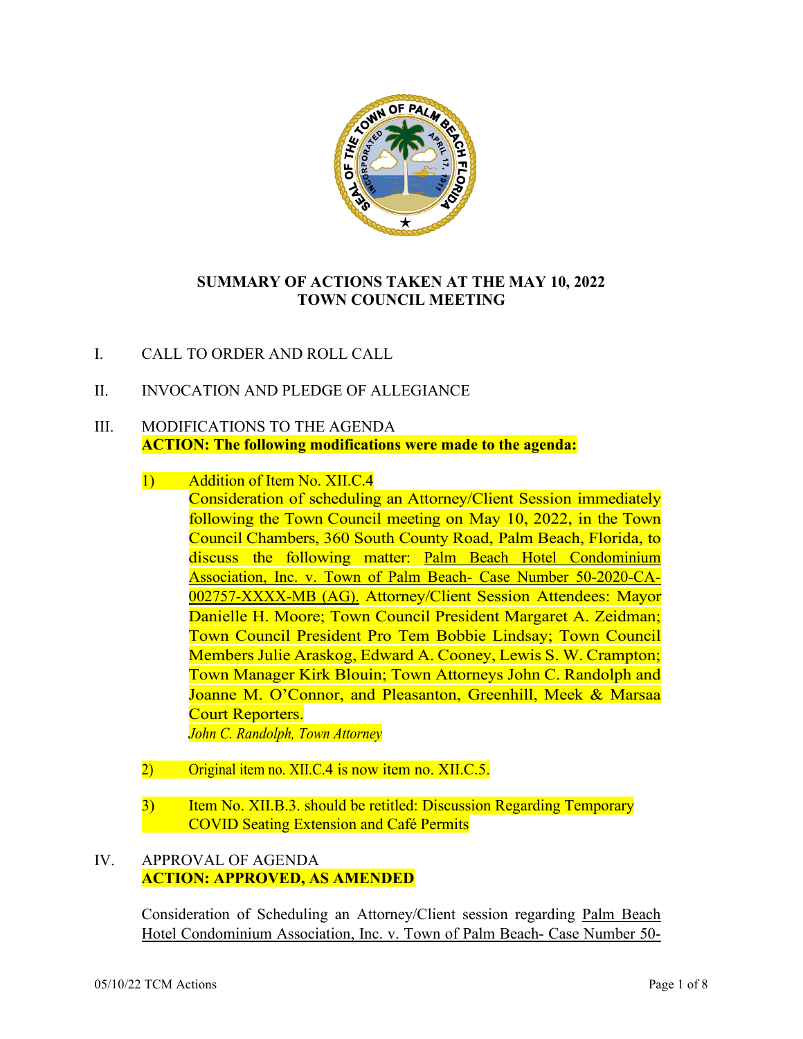**SUMMARY OF ACTIONS TAKEN AT THE MAY 10, 2022 TOWN COUNCIL MEETING**

I. CALL TO ORDER AND ROLL CALL

II. INVOCATION AND PLEDGE OF ALLEGIANCE

III. MODIFICATIONS TO THE AGENDA
**ACTION: The following modifications were made to the agenda:**

1) Addition of Item No. XII.C.4
Consideration of scheduling an Attorney/Client Session immediately following the Town Council meeting on May 10, 2022, in the Town Council Chambers, 360 South County Road, Palm Beach, Florida, to discuss the following matter: Palm Beach Hotel Condominium Association, Inc. v. Town of Palm Beach- Case Number 50-2020-CA-002757-XXXX-MB (AG). Attorney/Client Session Attendees: Mayor Danielle H. Moore; Town Council President Margaret A. Zeidman; Town Council President Pro Tem Bobbie Lindsay; Town Council Members Julie Araskog, Edward A. Cooney, Lewis S. W. Crampton; Town Manager Kirk Blouin; Town Attorneys John C. Randolph and Joanne M. O'Connor, and Pleasanton, Greenhill, Meek & Marsaa Court Reporters.
*John C. Randolph, Town Attorney*

2) Original item no. XII.C.4 is now item no. XII.C.5.

3) Item No. XII.B.3. should be retitled: Discussion Regarding Temporary COVID Seating Extension and Café Permits

IV. APPROVAL OF AGENDA
**ACTION: APPROVED, AS AMENDED**

Consideration of Scheduling an Attorney/Client session regarding Palm Beach Hotel Condominium Association, Inc. v. Town of Palm Beach- Case Number 50-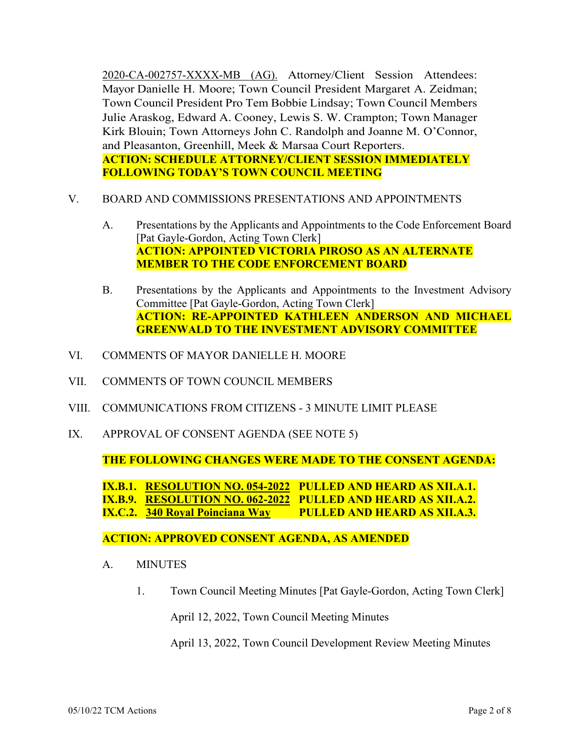2020-CA-002757-XXXX-MB (AG). Attorney/Client Session Attendees: Mayor Danielle H. Moore; Town Council President Margaret A. Zeidman; Town Council President Pro Tem Bobbie Lindsay; Town Council Members Julie Araskog, Edward A. Cooney, Lewis S. W. Crampton; Town Manager Kirk Blouin; Town Attorneys John C. Randolph and Joanne M. O'Connor, and Pleasanton, Greenhill, Meek & Marsaa Court Reporters.
**ACTION: SCHEDULE ATTORNEY/CLIENT SESSION IMMEDIATELY FOLLOWING TODAY'S TOWN COUNCIL MEETING**

V. BOARD AND COMMISSIONS PRESENTATIONS AND APPOINTMENTS

A. Presentations by the Applicants and Appointments to the Code Enforcement Board [Pat Gayle-Gordon, Acting Town Clerk]
**ACTION: APPOINTED VICTORIA PIROSO AS AN ALTERNATE MEMBER TO THE CODE ENFORCEMENT BOARD**

B. Presentations by the Applicants and Appointments to the Investment Advisory Committee [Pat Gayle-Gordon, Acting Town Clerk]
**ACTION: RE-APPOINTED KATHLEEN ANDERSON AND MICHAEL GREENWALD TO THE INVESTMENT ADVISORY COMMITTEE**

VI. COMMENTS OF MAYOR DANIELLE H. MOORE

VII. COMMENTS OF TOWN COUNCIL MEMBERS

VIII. COMMUNICATIONS FROM CITIZENS - 3 MINUTE LIMIT PLEASE

IX. APPROVAL OF CONSENT AGENDA (SEE NOTE 5)

**THE FOLLOWING CHANGES WERE MADE TO THE CONSENT AGENDA:**

**IX.B.1. RESOLUTION NO. 054-2022 PULLED AND HEARD AS XII.A.1.**
**IX.B.9. RESOLUTION NO. 062-2022 PULLED AND HEARD AS XII.A.2.**
**IX.C.2. 340 Royal Poinciana Way PULLED AND HEARD AS XII.A.3.**

**ACTION: APPROVED CONSENT AGENDA, AS AMENDED**

A. MINUTES

1. Town Council Meeting Minutes [Pat Gayle-Gordon, Acting Town Clerk]

   April 12, 2022, Town Council Meeting Minutes

   April 13, 2022, Town Council Development Review Meeting Minutes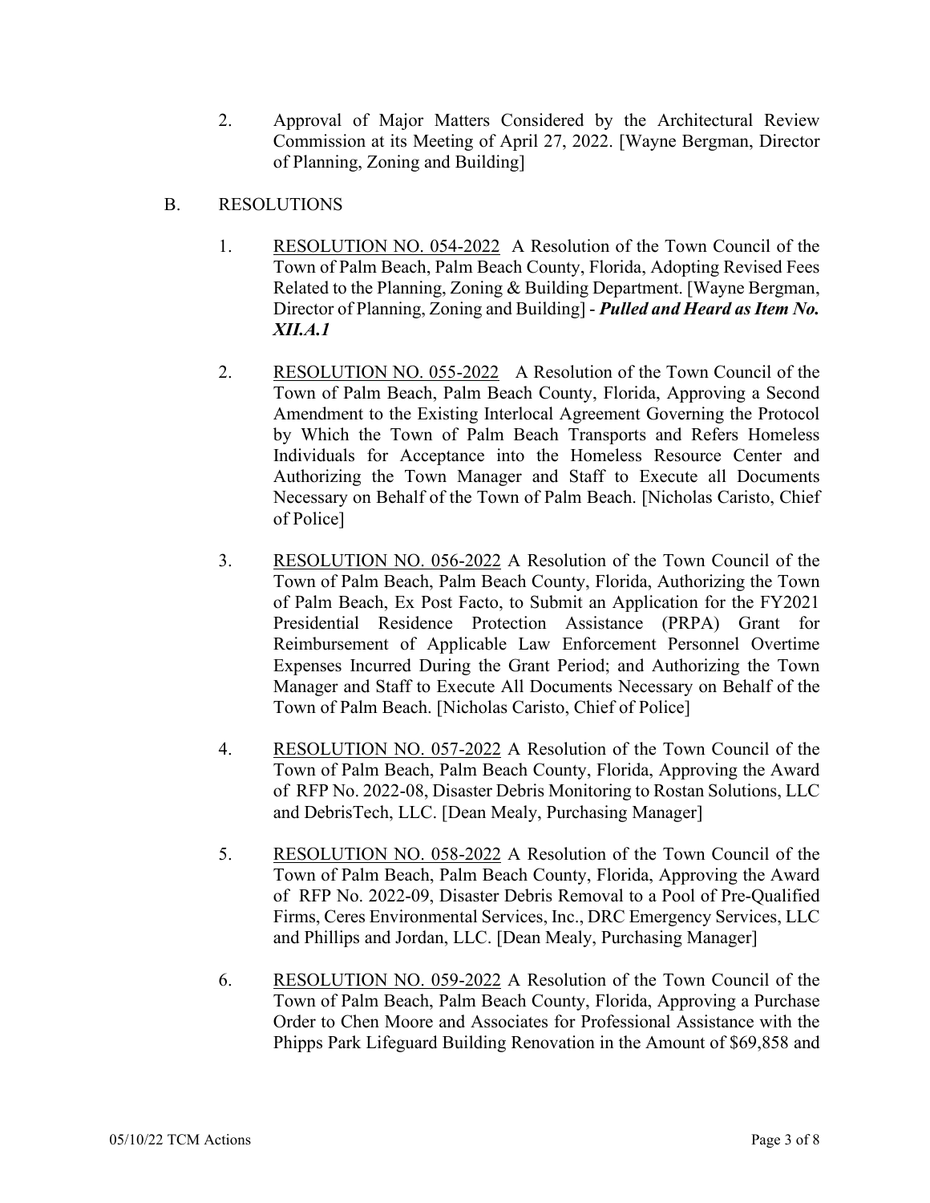2. Approval of Major Matters Considered by the Architectural Review Commission at its Meeting of April 27, 2022. [Wayne Bergman, Director of Planning, Zoning and Building]

B. RESOLUTIONS

1. RESOLUTION NO. 054-2022 A Resolution of the Town Council of the Town of Palm Beach, Palm Beach County, Florida, Adopting Revised Fees Related to the Planning, Zoning & Building Department. [Wayne Bergman, Director of Planning, Zoning and Building] - ***Pulled and Heard as Item No. XII.A.1***

2. RESOLUTION NO. 055-2022 A Resolution of the Town Council of the Town of Palm Beach, Palm Beach County, Florida, Approving a Second Amendment to the Existing Interlocal Agreement Governing the Protocol by Which the Town of Palm Beach Transports and Refers Homeless Individuals for Acceptance into the Homeless Resource Center and Authorizing the Town Manager and Staff to Execute all Documents Necessary on Behalf of the Town of Palm Beach. [Nicholas Caristo, Chief of Police]

3. RESOLUTION NO. 056-2022 A Resolution of the Town Council of the Town of Palm Beach, Palm Beach County, Florida, Authorizing the Town of Palm Beach, Ex Post Facto, to Submit an Application for the FY2021 Presidential Residence Protection Assistance (PRPA) Grant for Reimbursement of Applicable Law Enforcement Personnel Overtime Expenses Incurred During the Grant Period; and Authorizing the Town Manager and Staff to Execute All Documents Necessary on Behalf of the Town of Palm Beach. [Nicholas Caristo, Chief of Police]

4. RESOLUTION NO. 057-2022 A Resolution of the Town Council of the Town of Palm Beach, Palm Beach County, Florida, Approving the Award of RFP No. 2022-08, Disaster Debris Monitoring to Rostan Solutions, LLC and DebrisTech, LLC. [Dean Mealy, Purchasing Manager]

5. RESOLUTION NO. 058-2022 A Resolution of the Town Council of the Town of Palm Beach, Palm Beach County, Florida, Approving the Award of RFP No. 2022-09, Disaster Debris Removal to a Pool of Pre-Qualified Firms, Ceres Environmental Services, Inc., DRC Emergency Services, LLC and Phillips and Jordan, LLC. [Dean Mealy, Purchasing Manager]

6. RESOLUTION NO. 059-2022 A Resolution of the Town Council of the Town of Palm Beach, Palm Beach County, Florida, Approving a Purchase Order to Chen Moore and Associates for Professional Assistance with the Phipps Park Lifeguard Building Renovation in the Amount of $69,858 and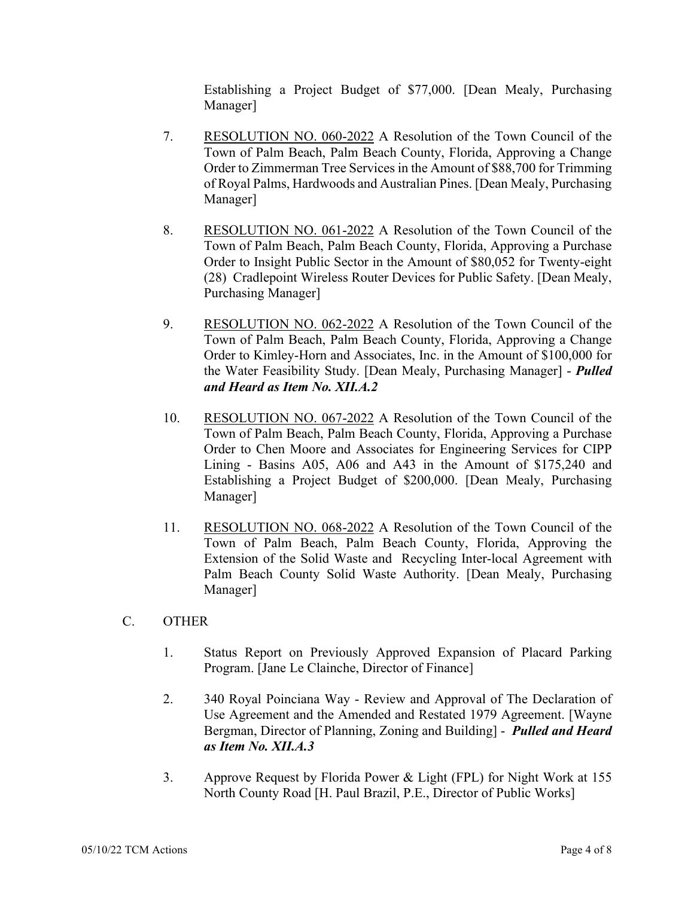Establishing a Project Budget of $77,000. [Dean Mealy, Purchasing Manager]

7. RESOLUTION NO. 060-2022 A Resolution of the Town Council of the Town of Palm Beach, Palm Beach County, Florida, Approving a Change Order to Zimmerman Tree Services in the Amount of $88,700 for Trimming of Royal Palms, Hardwoods and Australian Pines. [Dean Mealy, Purchasing Manager]

8. RESOLUTION NO. 061-2022 A Resolution of the Town Council of the Town of Palm Beach, Palm Beach County, Florida, Approving a Purchase Order to Insight Public Sector in the Amount of $80,052 for Twenty-eight (28) Cradlepoint Wireless Router Devices for Public Safety. [Dean Mealy, Purchasing Manager]

9. RESOLUTION NO. 062-2022 A Resolution of the Town Council of the Town of Palm Beach, Palm Beach County, Florida, Approving a Change Order to Kimley-Horn and Associates, Inc. in the Amount of $100,000 for the Water Feasibility Study. [Dean Mealy, Purchasing Manager] - ***Pulled and Heard as Item No. XII.A.2***

10. RESOLUTION NO. 067-2022 A Resolution of the Town Council of the Town of Palm Beach, Palm Beach County, Florida, Approving a Purchase Order to Chen Moore and Associates for Engineering Services for CIPP Lining - Basins A05, A06 and A43 in the Amount of $175,240 and Establishing a Project Budget of $200,000. [Dean Mealy, Purchasing Manager]

11. RESOLUTION NO. 068-2022 A Resolution of the Town Council of the Town of Palm Beach, Palm Beach County, Florida, Approving the Extension of the Solid Waste and Recycling Inter-local Agreement with Palm Beach County Solid Waste Authority. [Dean Mealy, Purchasing Manager]

C. OTHER

1. Status Report on Previously Approved Expansion of Placard Parking Program. [Jane Le Clainche, Director of Finance]

2. 340 Royal Poinciana Way - Review and Approval of The Declaration of Use Agreement and the Amended and Restated 1979 Agreement. [Wayne Bergman, Director of Planning, Zoning and Building] - ***Pulled and Heard as Item No. XII.A.3***

3. Approve Request by Florida Power & Light (FPL) for Night Work at 155 North County Road [H. Paul Brazil, P.E., Director of Public Works]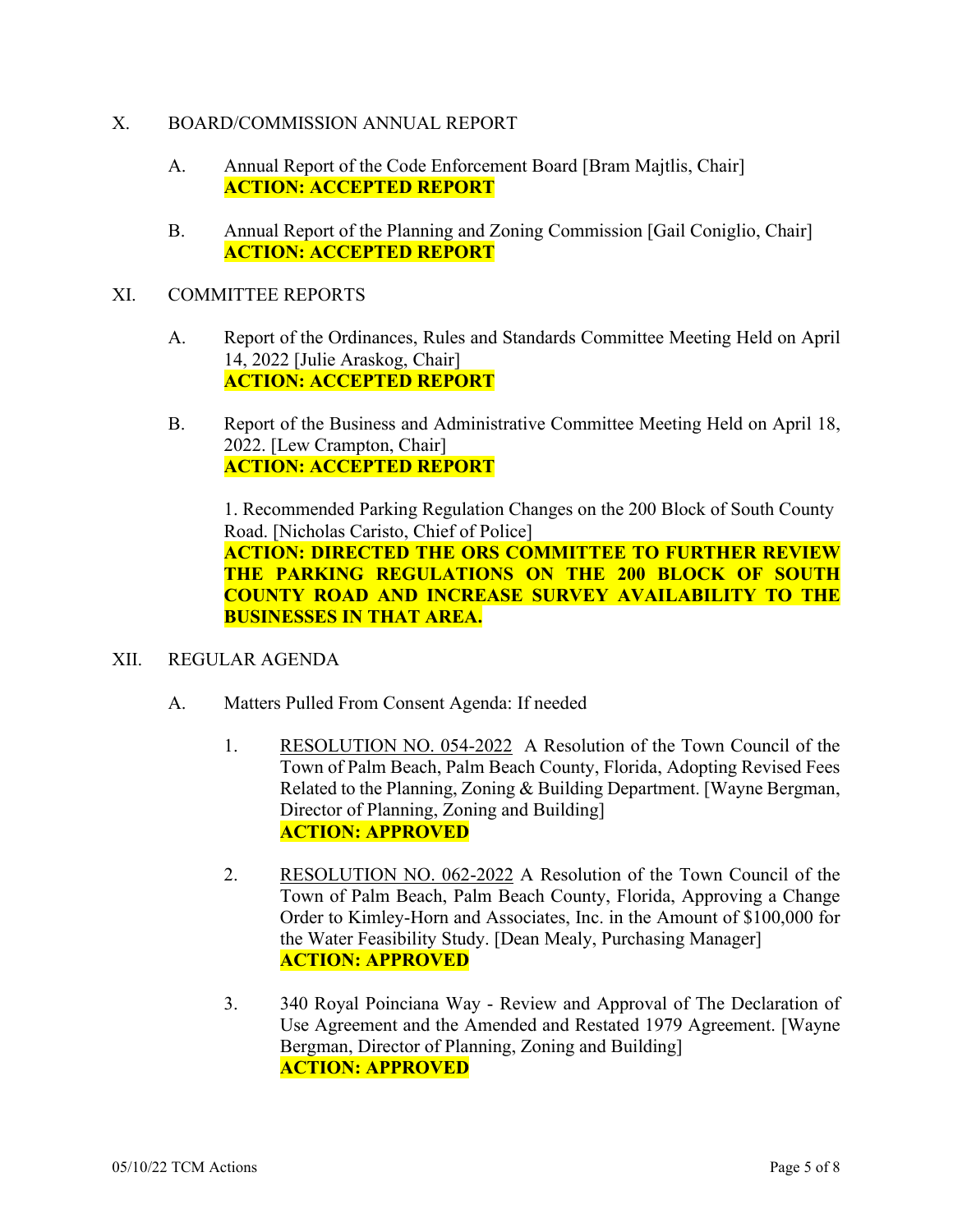X. BOARD/COMMISSION ANNUAL REPORT

A. Annual Report of the Code Enforcement Board [Bram Majtlis, Chair]
**ACTION: ACCEPTED REPORT**

B. Annual Report of the Planning and Zoning Commission [Gail Coniglio, Chair]
**ACTION: ACCEPTED REPORT**

XI. COMMITTEE REPORTS

A. Report of the Ordinances, Rules and Standards Committee Meeting Held on April 14, 2022 [Julie Araskog, Chair]
**ACTION: ACCEPTED REPORT**

B. Report of the Business and Administrative Committee Meeting Held on April 18, 2022. [Lew Crampton, Chair]
**ACTION: ACCEPTED REPORT**

1. Recommended Parking Regulation Changes on the 200 Block of South County Road. [Nicholas Caristo, Chief of Police]
**ACTION: DIRECTED THE ORS COMMITTEE TO FURTHER REVIEW THE PARKING REGULATIONS ON THE 200 BLOCK OF SOUTH COUNTY ROAD AND INCREASE SURVEY AVAILABILITY TO THE BUSINESSES IN THAT AREA.**

XII. REGULAR AGENDA

A. Matters Pulled From Consent Agenda: If needed

1. RESOLUTION NO. 054-2022 A Resolution of the Town Council of the Town of Palm Beach, Palm Beach County, Florida, Adopting Revised Fees Related to the Planning, Zoning & Building Department. [Wayne Bergman, Director of Planning, Zoning and Building]
**ACTION: APPROVED**

2. RESOLUTION NO. 062-2022 A Resolution of the Town Council of the Town of Palm Beach, Palm Beach County, Florida, Approving a Change Order to Kimley-Horn and Associates, Inc. in the Amount of $100,000 for the Water Feasibility Study. [Dean Mealy, Purchasing Manager]
**ACTION: APPROVED**

3. 340 Royal Poinciana Way - Review and Approval of The Declaration of Use Agreement and the Amended and Restated 1979 Agreement. [Wayne Bergman, Director of Planning, Zoning and Building]
**ACTION: APPROVED**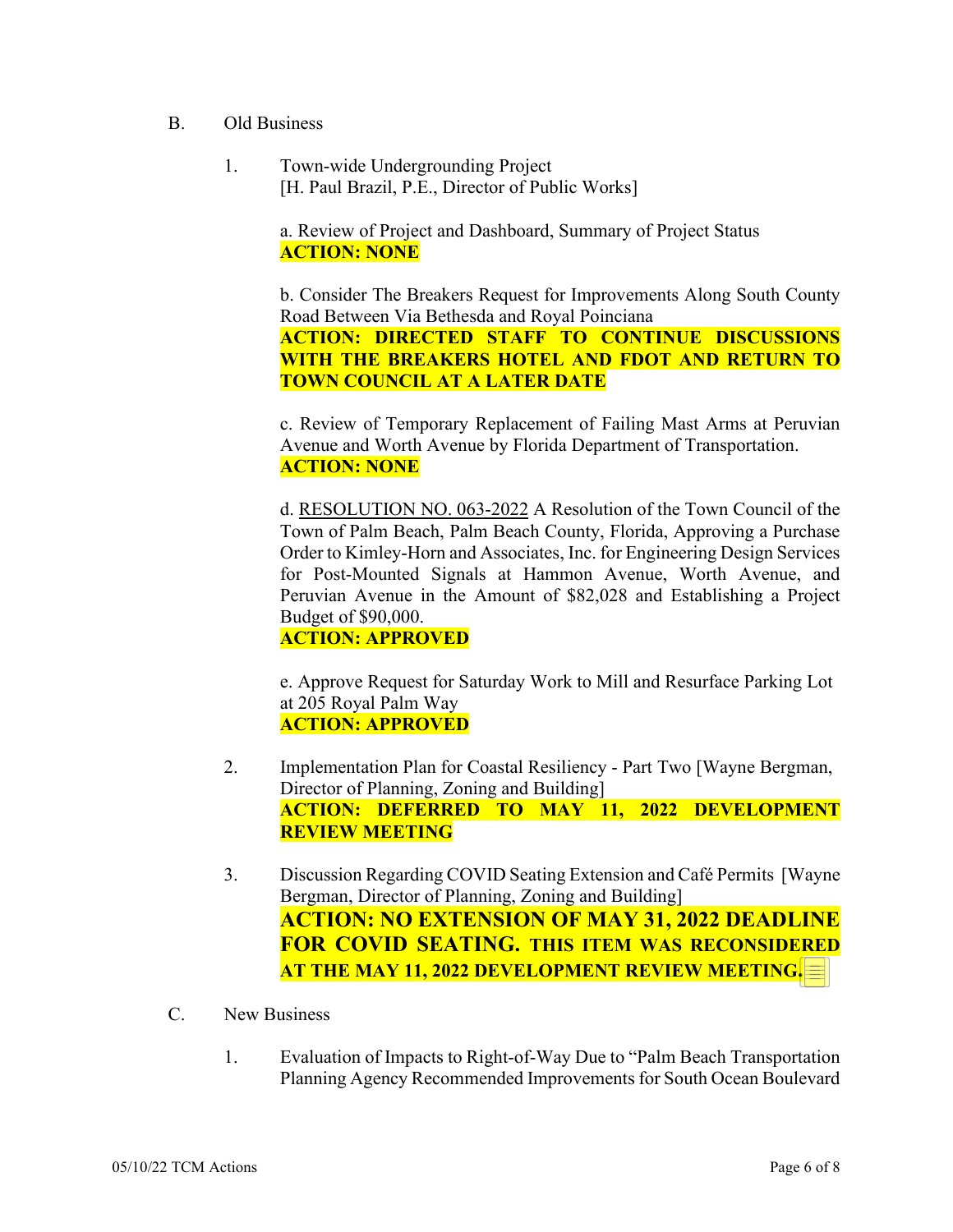B. Old Business

1. Town-wide Undergrounding Project
   [H. Paul Brazil, P.E., Director of Public Works]

   a. Review of Project and Dashboard, Summary of Project Status
   **ACTION: NONE**

   b. Consider The Breakers Request for Improvements Along South County Road Between Via Bethesda and Royal Poinciana
   **ACTION: DIRECTED STAFF TO CONTINUE DISCUSSIONS WITH THE BREAKERS HOTEL AND FDOT AND RETURN TO TOWN COUNCIL AT A LATER DATE**

   c. Review of Temporary Replacement of Failing Mast Arms at Peruvian Avenue and Worth Avenue by Florida Department of Transportation.
   **ACTION: NONE**

   d. RESOLUTION NO. 063-2022 A Resolution of the Town Council of the Town of Palm Beach, Palm Beach County, Florida, Approving a Purchase Order to Kimley-Horn and Associates, Inc. for Engineering Design Services for Post-Mounted Signals at Hammon Avenue, Worth Avenue, and Peruvian Avenue in the Amount of $82,028 and Establishing a Project Budget of $90,000.
   **ACTION: APPROVED**

   e. Approve Request for Saturday Work to Mill and Resurface Parking Lot at 205 Royal Palm Way
   **ACTION: APPROVED**

2. Implementation Plan for Coastal Resiliency - Part Two [Wayne Bergman, Director of Planning, Zoning and Building]
   **ACTION: DEFERRED TO MAY 11, 2022 DEVELOPMENT REVIEW MEETING**

3. Discussion Regarding COVID Seating Extension and Café Permits [Wayne Bergman, Director of Planning, Zoning and Building]
   **ACTION: NO EXTENSION OF MAY 31, 2022 DEADLINE FOR COVID SEATING. THIS ITEM WAS RECONSIDERED AT THE MAY 11, 2022 DEVELOPMENT REVIEW MEETING.**

C. New Business

1. Evaluation of Impacts to Right-of-Way Due to "Palm Beach Transportation Planning Agency Recommended Improvements for South Ocean Boulevard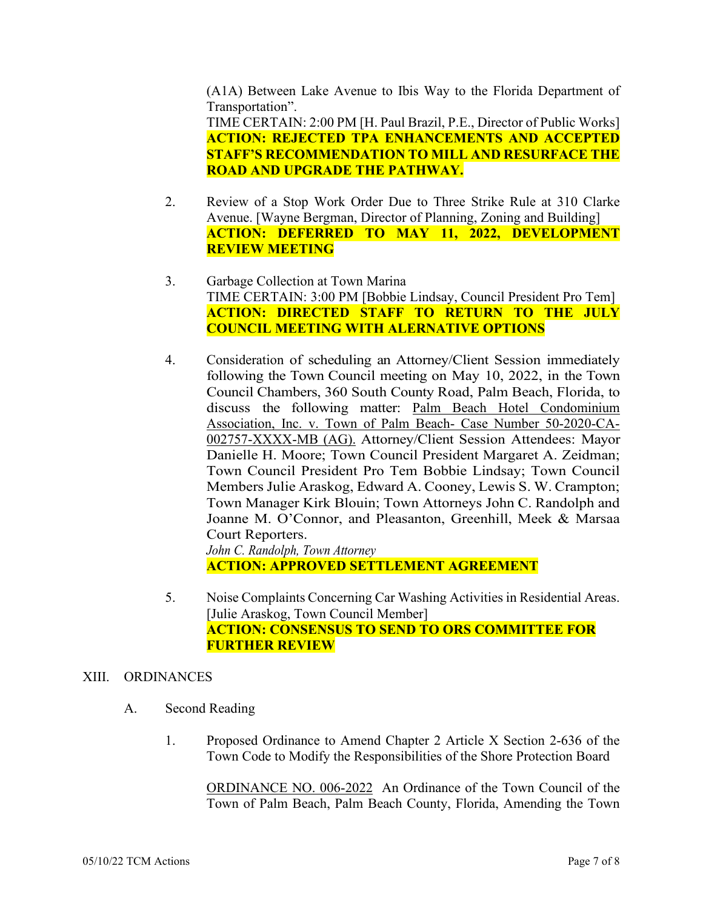(A1A) Between Lake Avenue to Ibis Way to the Florida Department of Transportation".
TIME CERTAIN: 2:00 PM [H. Paul Brazil, P.E., Director of Public Works]
**ACTION: REJECTED TPA ENHANCEMENTS AND ACCEPTED STAFF'S RECOMMENDATION TO MILL AND RESURFACE THE ROAD AND UPGRADE THE PATHWAY.**

2. Review of a Stop Work Order Due to Three Strike Rule at 310 Clarke Avenue. [Wayne Bergman, Director of Planning, Zoning and Building]
**ACTION: DEFERRED TO MAY 11, 2022, DEVELOPMENT REVIEW MEETING**

3. Garbage Collection at Town Marina
TIME CERTAIN: 3:00 PM [Bobbie Lindsay, Council President Pro Tem]
**ACTION: DIRECTED STAFF TO RETURN TO THE JULY COUNCIL MEETING WITH ALERNATIVE OPTIONS**

4. Consideration of scheduling an Attorney/Client Session immediately following the Town Council meeting on May 10, 2022, in the Town Council Chambers, 360 South County Road, Palm Beach, Florida, to discuss the following matter: Palm Beach Hotel Condominium Association, Inc. v. Town of Palm Beach- Case Number 50-2020-CA-002757-XXXX-MB (AG). Attorney/Client Session Attendees: Mayor Danielle H. Moore; Town Council President Margaret A. Zeidman; Town Council President Pro Tem Bobbie Lindsay; Town Council Members Julie Araskog, Edward A. Cooney, Lewis S. W. Crampton; Town Manager Kirk Blouin; Town Attorneys John C. Randolph and Joanne M. O'Connor, and Pleasanton, Greenhill, Meek & Marsaa Court Reporters.
*John C. Randolph, Town Attorney*
**ACTION: APPROVED SETTLEMENT AGREEMENT**

5. Noise Complaints Concerning Car Washing Activities in Residential Areas. [Julie Araskog, Town Council Member]
**ACTION: CONSENSUS TO SEND TO ORS COMMITTEE FOR FURTHER REVIEW**

## XIII. ORDINANCES

### A. Second Reading

1. Proposed Ordinance to Amend Chapter 2 Article X Section 2-636 of the Town Code to Modify the Responsibilities of the Shore Protection Board

   ORDINANCE NO. 006-2022 An Ordinance of the Town Council of the Town of Palm Beach, Palm Beach County, Florida, Amending the Town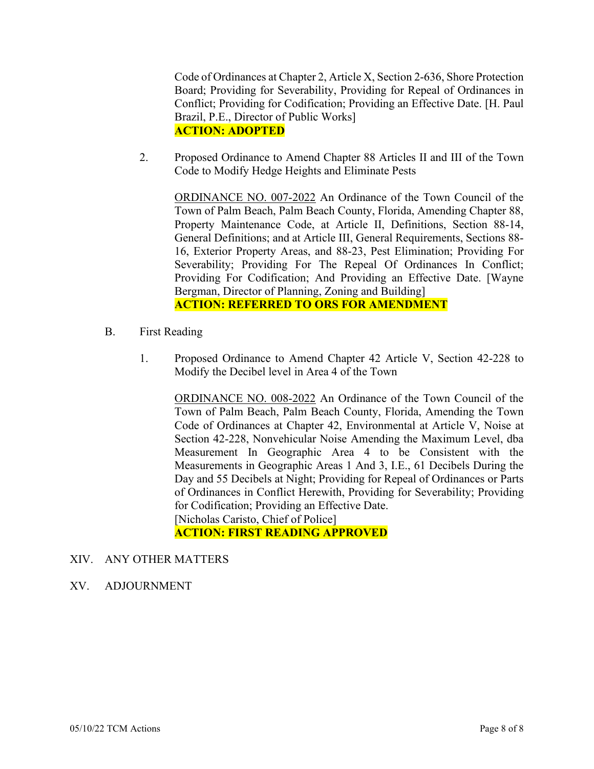Code of Ordinances at Chapter 2, Article X, Section 2-636, Shore Protection Board; Providing for Severability, Providing for Repeal of Ordinances in Conflict; Providing for Codification; Providing an Effective Date. [H. Paul Brazil, P.E., Director of Public Works]
**ACTION: ADOPTED**

2. Proposed Ordinance to Amend Chapter 88 Articles II and III of the Town Code to Modify Hedge Heights and Eliminate Pests

   ORDINANCE NO. 007-2022 An Ordinance of the Town Council of the Town of Palm Beach, Palm Beach County, Florida, Amending Chapter 88, Property Maintenance Code, at Article II, Definitions, Section 88-14, General Definitions; and at Article III, General Requirements, Sections 88-16, Exterior Property Areas, and 88-23, Pest Elimination; Providing For Severability; Providing For The Repeal Of Ordinances In Conflict; Providing For Codification; And Providing an Effective Date. [Wayne Bergman, Director of Planning, Zoning and Building]
   **ACTION: REFERRED TO ORS FOR AMENDMENT**

B. First Reading

1. Proposed Ordinance to Amend Chapter 42 Article V, Section 42-228 to Modify the Decibel level in Area 4 of the Town

   ORDINANCE NO. 008-2022 An Ordinance of the Town Council of the Town of Palm Beach, Palm Beach County, Florida, Amending the Town Code of Ordinances at Chapter 42, Environmental at Article V, Noise at Section 42-228, Nonvehicular Noise Amending the Maximum Level, dba Measurement In Geographic Area 4 to be Consistent with the Measurements in Geographic Areas 1 And 3, I.E., 61 Decibels During the Day and 55 Decibels at Night; Providing for Repeal of Ordinances or Parts of Ordinances in Conflict Herewith, Providing for Severability; Providing for Codification; Providing an Effective Date.
   [Nicholas Caristo, Chief of Police]
   **ACTION: FIRST READING APPROVED**

XIV. ANY OTHER MATTERS

XV. ADJOURNMENT